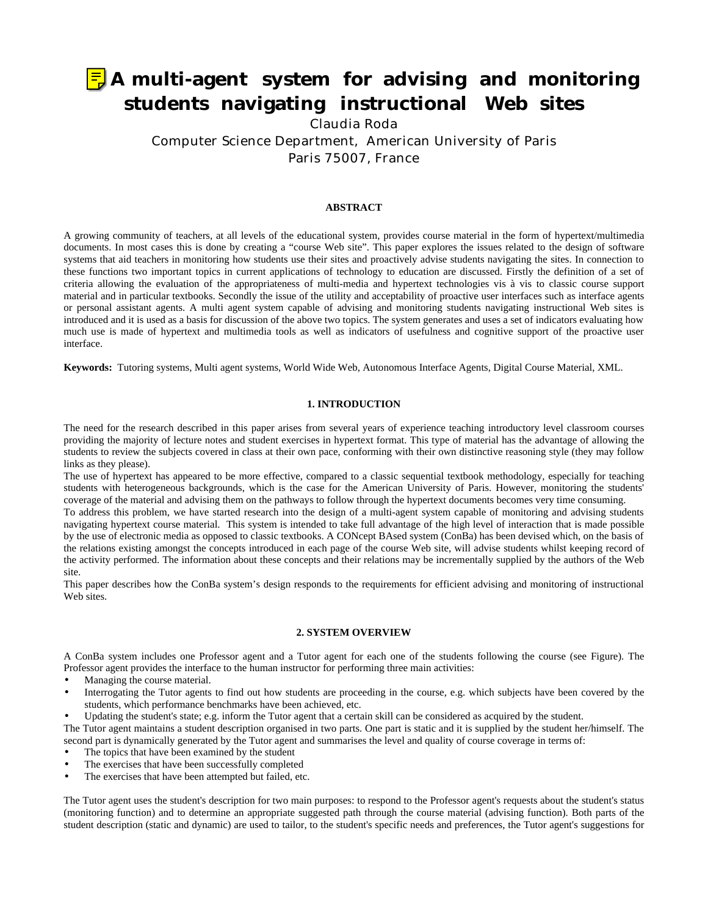# A multi-agent system for advising and monitoring students navigating instructional Web sites

Claudia Roda

Computer Science Department, American University of Paris

Paris 75007, France

**ABSTRACT**

A growing community of teachers, at all levels of the educational system, provides course material in the form of hypertext/multimedia documents. In most cases this is done by creating a "course Web site". This paper explores the issues related to the design of software systems that aid teachers in monitoring how students use their sites and proactively advise students navigating the sites. In connection to these functions two important topics in current applications of technology to education are discussed. Firstly the definition of a set of criteria allowing the evaluation of the appropriateness of multi-media and hypertext technologies vis à vis to classic course support material and in particular textbooks. Secondly the issue of the utility and acceptability of proactive user interfaces such as interface agents or personal assistant agents. A multi agent system capable of advising and monitoring students navigating instructional Web sites is introduced and it is used as a basis for discussion of the above two topics. The system generates and uses a set of indicators evaluating how much use is made of hypertext and multimedia tools as well as indicators of usefulness and cognitive support of the proactive user interface.

**Keywords:** Tutoring systems, Multi agent systems, World Wide Web, Autonomous Interface Agents, Digital Course Material, XML.

## 1. INTRODUCTION

The need for the research described in this paper arises from several years of experience teaching introductory level classroom courses providing the majority of lecture notes and student exercises in hypertext format. This type of material has the advantage of allowing the students to review the subjects covered in class at their own pace, conforming with their own distinctive reasoning style (they may follow links as they please).

The use of hypertext has appeared to be more effective, compared to a classic sequential textbook methodology, especially for teaching students with heterogeneous backgrounds, which is the case for the American University of Paris. However, monitoring the students' coverage of the material and advising them on the pathways to follow through the hypertext documents becomes very time consuming.

To address this problem, we have started research into the design of a multi-agent system capable of monitoring and advising students navigating hypertext course material. This system is intended to take full advantage of the high level of interaction that is made possible by the use of electronic media as opposed to classic textbooks. A CONcept BAsed system (ConBa) has been devised which, on the basis of the relations existing amongst the concepts introduced in each page of the course Web site, will advise students whilst keeping record of the activity performed. The information about these concepts and their relations may be incrementally supplied by the authors of the Web site.

This paper describes how the ConBa system's design responds to the requirements for efficient advising and monitoring of instructional Web sites.

## 2. SYSTEM OVERVIEW

A ConBa system includes one Professor agent and a Tutor agent for each one of the students following the course (see Figure). The Professor agent provides the interface to the human instructor for performing three main activities:

- Managing the course material.
- Interrogating the Tutor agents to find out how students are proceeding in the course, e.g. which subjects have been covered by the students, which performance benchmarks have been achieved, etc.
- Updating the student's state; e.g. inform the Tutor agent that a certain skill can be considered as acquired by the student.

The Tutor agent maintains a student description organised in two parts. One part is static and it is supplied by the student her/himself. The second part is dynamically generated by the Tutor agent and summarises the level and quality of course coverage in terms of:

- The topics that have been examined by the student
- The exercises that have been successfully completed
- The exercises that have been attempted but failed, etc.

The Tutor agent uses the student's description for two main purposes: to respond to the Professor agent's requests about the student's status (monitoring function) and to determine an appropriate suggested path through the course material (advising function). Both parts of the student description (static and dynamic) are used to tailor, to the student's specific needs and preferences, the Tutor agent's suggestions for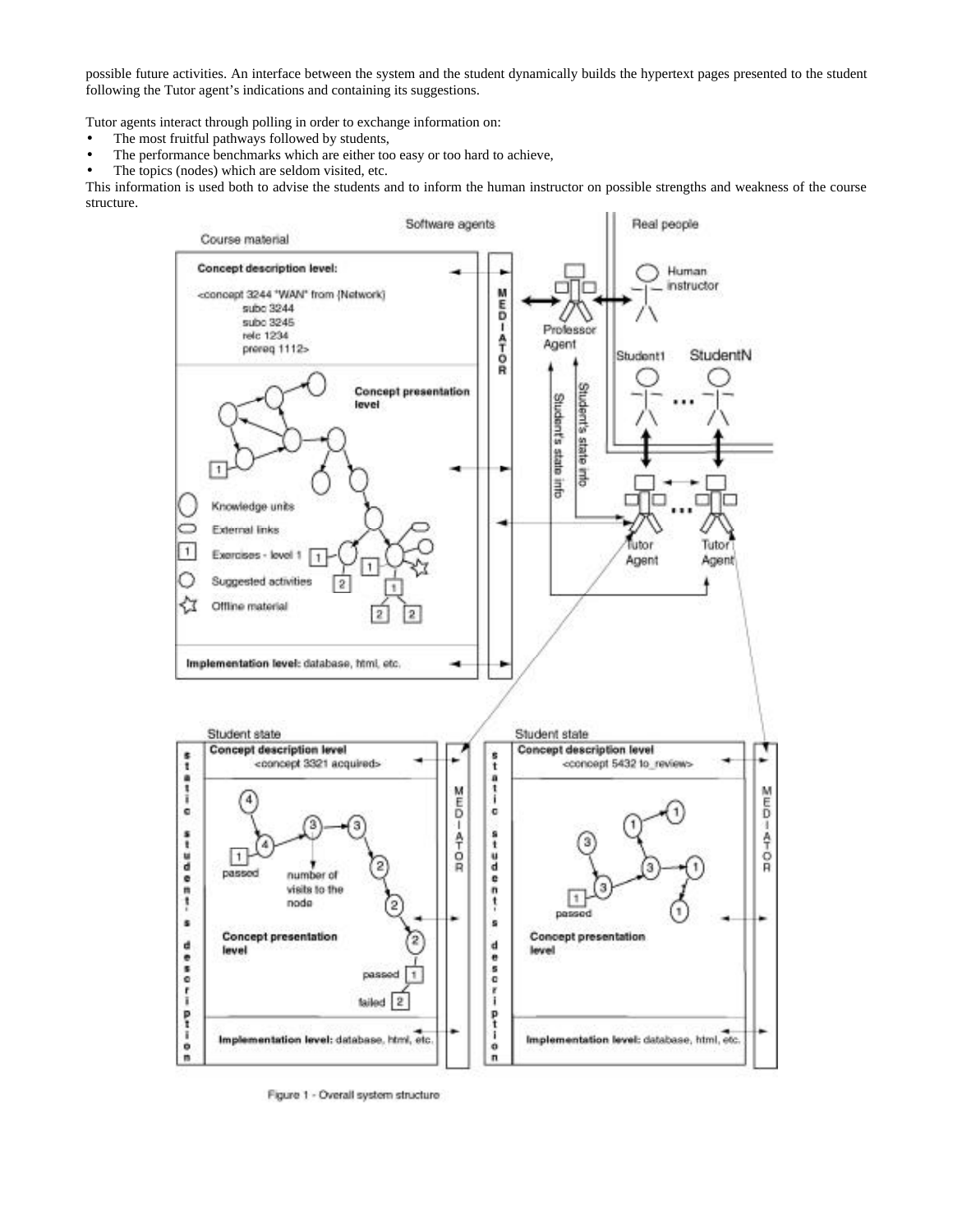possible future activities. An interface between the system and the student dynamically builds the hypertext pages presented to the student following the Tutor agent's indications and containing its suggestions.

Tutor agents interact through polling in order to exchange information on:

- The most fruitful pathways followed by students,
- The performance benchmarks which are either too easy or too hard to achieve,
- The topics (nodes) which are seldom visited, etc.

This information is used both to advise the students and to inform the human instructor on possible strengths and weakness of the course structure.

Figure 1 - Overall system structure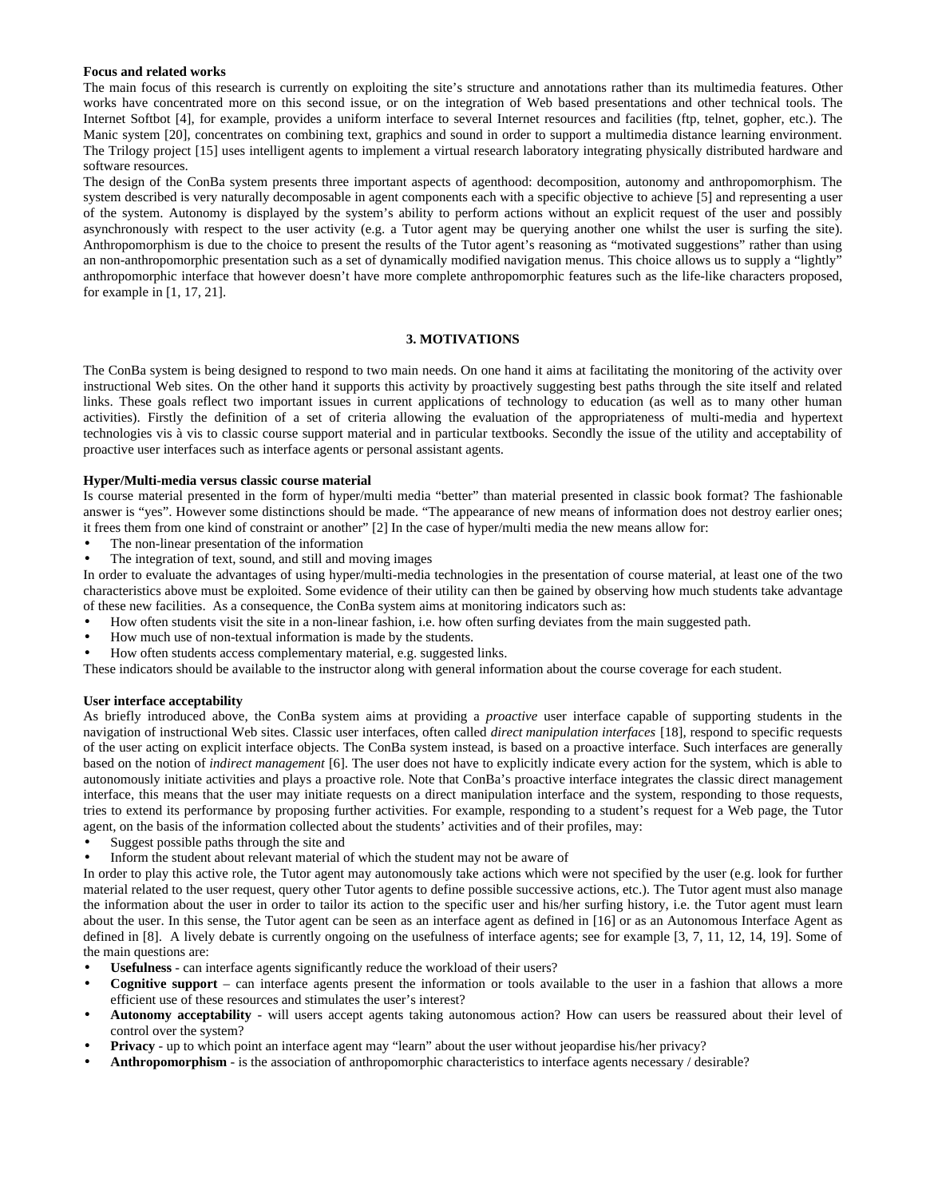**Focus and related works**

The main focus of this research is currently on exploiting the site's structure and annotations rather than its multimedia features. Other works have concentrated more on this second issue, or on the integration of Web based presentations and other technical tools. The Internet Softbot [4], for example, provides a uniform interface to several Internet resources and facilities (ftp, telnet, gopher, etc.). The Manic system [20], concentrates on combining text, graphics and sound in order to support a multimedia distance learning environment. The Trilogy project [15] uses intelligent agents to implement a virtual research laboratory integrating physically distributed hardware and software resources.

The design of the ConBa system presents three important aspects of agenthood: decomposition, autonomy and anthropomorphism. The system described is very naturally decomposable in agent components each with a specific objective to achieve [5] and representing a user of the system. Autonomy is displayed by the system's ability to perform actions without an explicit request of the user and possibly asynchronously with respect to the user activity (e.g. a Tutor agent may be querying another one whilst the user is surfing the site). Anthropomorphism is due to the choice to present the results of the Tutor agent's reasoning as "motivated suggestions" rather than using an non-anthropomorphic presentation such as a set of dynamically modified navigation menus. This choice allows us to supply a "lightly" anthropomorphic interface that however doesn't have more complete anthropomorphic features such as the life-like characters proposed, for example in [1, 17, 21].

## 3. MOTIVATIONS

The ConBa system is being designed to respond to two main needs. On one hand it aims at facilitating the monitoring of the activity over instructional Web sites. On the other hand it supports this activity by proactively suggesting best paths through the site itself and related links. These goals reflect two important issues in current applications of technology to education (as well as to many other human activities). Firstly the definition of a set of criteria allowing the evaluation of the appropriateness of multi-media and hypertext technologies vis à vis to classic course support material and in particular textbooks. Secondly the issue of the utility and acceptability of proactive user interfaces such as interface agents or personal assistant agents.

**Hyper/Multi-media versus classic course material**

Is course material presented in the form of hyper/multi media "better" than material presented in classic book format? The fashionable answer is "yes". However some distinctions should be made. "The appearance of new means of information does not destroy earlier ones; it frees them from one kind of constraint or another" [2] In the case of hyper/multi media the new means allow for:

- The non-linear presentation of the information
- The integration of text, sound, and still and moving images

In order to evaluate the advantages of using hyper/multi-media technologies in the presentation of course material, at least one of the two characteristics above must be exploited. Some evidence of their utility can then be gained by observing how much students take advantage of these new facilities. As a consequence, the ConBa system aims at monitoring indicators such as:

- How often students visit the site in a non-linear fashion, i.e. how often surfing deviates from the main suggested path.
- How much use of non-textual information is made by the students.
- How often students access complementary material, e.g. suggested links.

These indicators should be available to the instructor along with general information about the course coverage for each student.

**User interface acceptability**

As briefly introduced above, the ConBa system aims at providing a *proactive* user interface capable of supporting students in the navigation of instructional Web sites. Classic user interfaces, often called *direct manipulation interfaces* [18], respond to specific requests of the user acting on explicit interface objects. The ConBa system instead, is based on a proactive interface. Such interfaces are generally based on the notion of *indirect management* [6]. The user does not have to explicitly indicate every action for the system, which is able to autonomously initiate activities and plays a proactive role. Note that ConBa's proactive interface integrates the classic direct management interface, this means that the user may initiate requests on a direct manipulation interface and the system, responding to those requests, tries to extend its performance by proposing further activities. For example, responding to a student's request for a Web page, the Tutor agent, on the basis of the information collected about the students' activities and of their profiles, may:

- Suggest possible paths through the site and
- Inform the student about relevant material of which the student may not be aware of

In order to play this active role, the Tutor agent may autonomously take actions which were not specified by the user (e.g. look for further material related to the user request, query other Tutor agents to define possible successive actions, etc.). The Tutor agent must also manage the information about the user in order to tailor its action to the specific user and his/her surfing history, i.e. the Tutor agent must learn about the user. In this sense, the Tutor agent can be seen as an interface agent as defined in [16] or as an Autonomous Interface Agent as defined in [8]. A lively debate is currently ongoing on the usefulness of interface agents; see for example [3, 7, 11, 12, 14, 19]. Some of the main questions are:

- **Usefulness** - can interface agents significantly reduce the workload of their users?
- **Cognitive support** – can interface agents present the information or tools available to the user in a fashion that allows a more efficient use of these resources and stimulates the user's interest?
- **Autonomy acceptability** - will users accept agents taking autonomous action? How can users be reassured about their level of control over the system?
- **Privacy** - up to which point an interface agent may "learn" about the user without jeopardise his/her privacy?
- **Anthropomorphism** - is the association of anthropomorphic characteristics to interface agents necessary / desirable?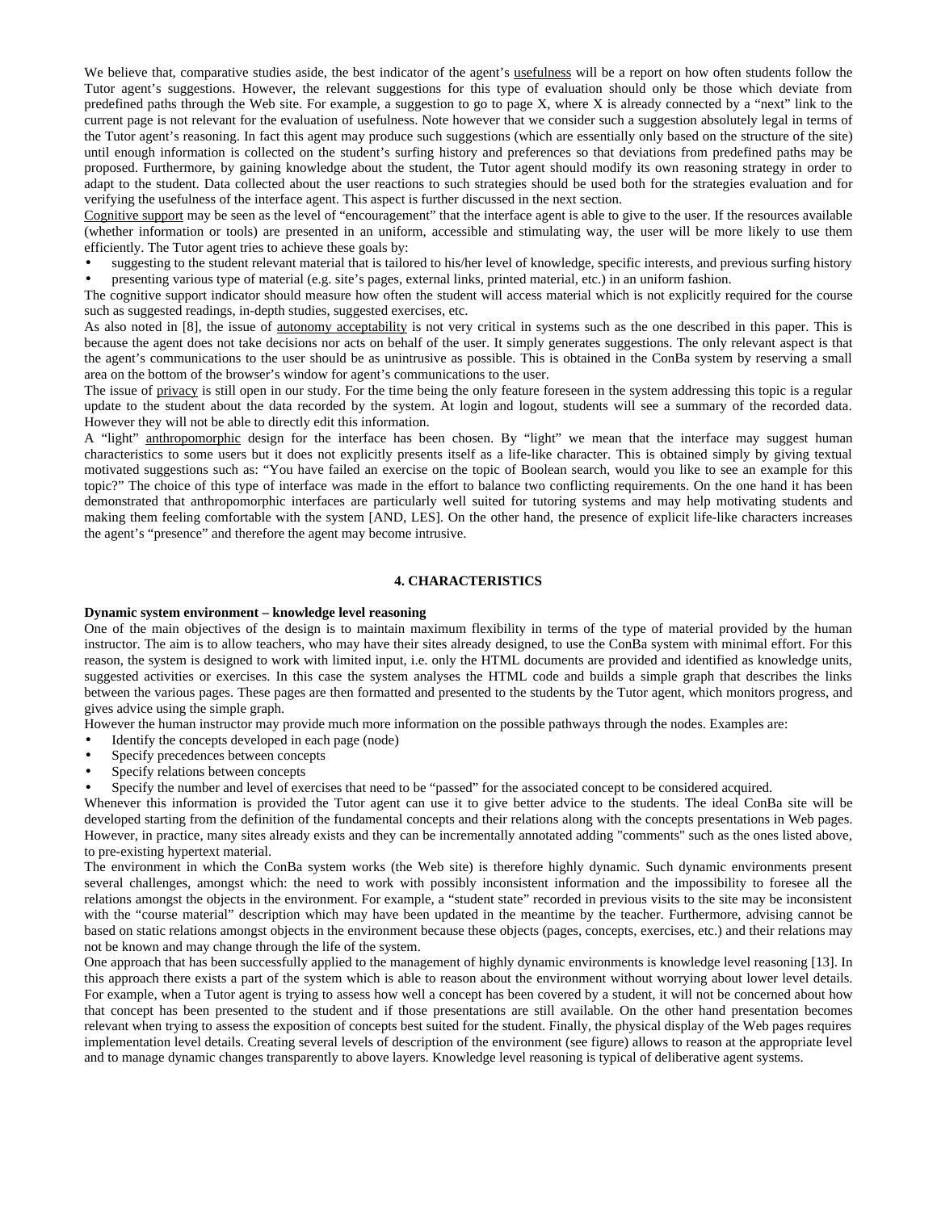We believe that, comparative studies aside, the best indicator of the agent's usefulness will be a report on how often students follow the Tutor agent's suggestions. However, the relevant suggestions for this type of evaluation should only be those which deviate from predefined paths through the Web site. For example, a suggestion to go to page X, where X is already connected by a "next" link to the current page is not relevant for the evaluation of usefulness. Note however that we consider such a suggestion absolutely legal in terms of the Tutor agent's reasoning. In fact this agent may produce such suggestions (which are essentially only based on the structure of the site) until enough information is collected on the student's surfing history and preferences so that deviations from predefined paths may be proposed. Furthermore, by gaining knowledge about the student, the Tutor agent should modify its own reasoning strategy in order to adapt to the student. Data collected about the user reactions to such strategies should be used both for the strategies evaluation and for verifying the usefulness of the interface agent. This aspect is further discussed in the next section.

Cognitive support may be seen as the level of "encouragement" that the interface agent is able to give to the user. If the resources available (whether information or tools) are presented in an uniform, accessible and stimulating way, the user will be more likely to use them efficiently. The Tutor agent tries to achieve these goals by:

- suggesting to the student relevant material that is tailored to his/her level of knowledge, specific interests, and previous surfing history
- presenting various type of material (e.g. site's pages, external links, printed material, etc.) in an uniform fashion.

The cognitive support indicator should measure how often the student will access material which is not explicitly required for the course such as suggested readings, in-depth studies, suggested exercises, etc.

As also noted in [8], the issue of autonomy acceptability is not very critical in systems such as the one described in this paper. This is because the agent does not take decisions nor acts on behalf of the user. It simply generates suggestions. The only relevant aspect is that the agent's communications to the user should be as unintrusive as possible. This is obtained in the ConBa system by reserving a small area on the bottom of the browser's window for agent's communications to the user.

The issue of privacy is still open in our study. For the time being the only feature foreseen in the system addressing this topic is a regular update to the student about the data recorded by the system. At login and logout, students will see a summary of the recorded data. However they will not be able to directly edit this information.

A "light" anthropomorphic design for the interface has been chosen. By "light" we mean that the interface may suggest human characteristics to some users but it does not explicitly presents itself as a life-like character. This is obtained simply by giving textual motivated suggestions such as: "You have failed an exercise on the topic of Boolean search, would you like to see an example for this topic?" The choice of this type of interface was made in the effort to balance two conflicting requirements. On the one hand it has been demonstrated that anthropomorphic interfaces are particularly well suited for tutoring systems and may help motivating students and making them feeling comfortable with the system [AND, LES]. On the other hand, the presence of explicit life-like characters increases the agent's "presence" and therefore the agent may become intrusive.

## 4. CHARACTERISTICS

**Dynamic system environment – knowledge level reasoning**

One of the main objectives of the design is to maintain maximum flexibility in terms of the type of material provided by the human instructor. The aim is to allow teachers, who may have their sites already designed, to use the ConBa system with minimal effort. For this reason, the system is designed to work with limited input, i.e. only the HTML documents are provided and identified as knowledge units, suggested activities or exercises. In this case the system analyses the HTML code and builds a simple graph that describes the links between the various pages. These pages are then formatted and presented to the students by the Tutor agent, which monitors progress, and gives advice using the simple graph.

However the human instructor may provide much more information on the possible pathways through the nodes. Examples are:

- Identify the concepts developed in each page (node)
- Specify precedences between concepts
- Specify relations between concepts
- Specify the number and level of exercises that need to be "passed" for the associated concept to be considered acquired.

Whenever this information is provided the Tutor agent can use it to give better advice to the students. The ideal ConBa site will be developed starting from the definition of the fundamental concepts and their relations along with the concepts presentations in Web pages. However, in practice, many sites already exists and they can be incrementally annotated adding "comments" such as the ones listed above, to pre-existing hypertext material.

The environment in which the ConBa system works (the Web site) is therefore highly dynamic. Such dynamic environments present several challenges, amongst which: the need to work with possibly inconsistent information and the impossibility to foresee all the relations amongst the objects in the environment. For example, a "student state" recorded in previous visits to the site may be inconsistent with the "course material" description which may have been updated in the meantime by the teacher. Furthermore, advising cannot be based on static relations amongst objects in the environment because these objects (pages, concepts, exercises, etc.) and their relations may not be known and may change through the life of the system.

One approach that has been successfully applied to the management of highly dynamic environments is knowledge level reasoning [13]. In this approach there exists a part of the system which is able to reason about the environment without worrying about lower level details. For example, when a Tutor agent is trying to assess how well a concept has been covered by a student, it will not be concerned about how that concept has been presented to the student and if those presentations are still available. On the other hand presentation becomes relevant when trying to assess the exposition of concepts best suited for the student. Finally, the physical display of the Web pages requires implementation level details. Creating several levels of description of the environment (see figure) allows to reason at the appropriate level and to manage dynamic changes transparently to above layers. Knowledge level reasoning is typical of deliberative agent systems.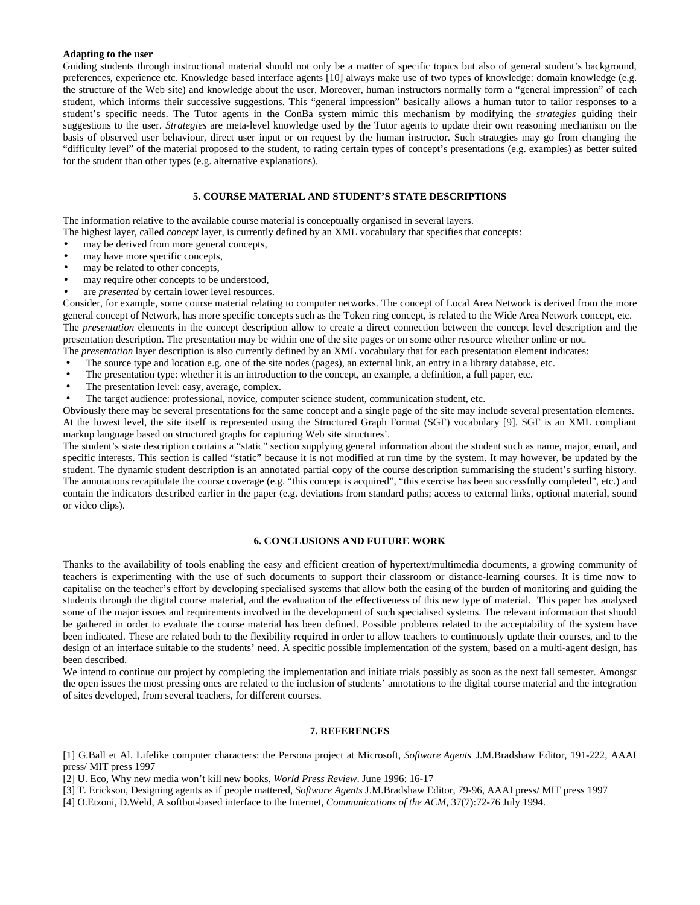**Adapting to the user**

Guiding students through instructional material should not only be a matter of specific topics but also of general student's background, preferences, experience etc. Knowledge based interface agents [10] always make use of two types of knowledge: domain knowledge (e.g. the structure of the Web site) and knowledge about the user. Moreover, human instructors normally form a "general impression" of each student, which informs their successive suggestions. This "general impression" basically allows a human tutor to tailor responses to a student's specific needs. The Tutor agents in the ConBa system mimic this mechanism by modifying the *strategies* guiding their suggestions to the user. *Strategies* are meta-level knowledge used by the Tutor agents to update their own reasoning mechanism on the basis of observed user behaviour, direct user input or on request by the human instructor. Such strategies may go from changing the "difficulty level" of the material proposed to the student, to rating certain types of concept's presentations (e.g. examples) as better suited for the student than other types (e.g. alternative explanations).

## 5. COURSE MATERIAL AND STUDENT'S STATE DESCRIPTIONS

The information relative to the available course material is conceptually organised in several layers.
The highest layer, called *concept* layer, is currently defined by an XML vocabulary that specifies that concepts:

- may be derived from more general concepts,
- may have more specific concepts,
- may be related to other concepts,
- may require other concepts to be understood,
- are *presented* by certain lower level resources.

Consider, for example, some course material relating to computer networks. The concept of Local Area Network is derived from the more general concept of Network, has more specific concepts such as the Token ring concept, is related to the Wide Area Network concept, etc.
The *presentation* elements in the concept description allow to create a direct connection between the concept level description and the presentation description. The presentation may be within one of the site pages or on some other resource whether online or not.
The *presentation* layer description is also currently defined by an XML vocabulary that for each presentation element indicates:

- The source type and location e.g. one of the site nodes (pages), an external link, an entry in a library database, etc.
- The presentation type: whether it is an introduction to the concept, an example, a definition, a full paper, etc.
- The presentation level: easy, average, complex.
- The target audience: professional, novice, computer science student, communication student, etc.

Obviously there may be several presentations for the same concept and a single page of the site may include several presentation elements.
At the lowest level, the site itself is represented using the Structured Graph Format (SGF) vocabulary [9]. SGF is an XML compliant markup language based on structured graphs for capturing Web site structures'.
The student's state description contains a "static" section supplying general information about the student such as name, major, email, and specific interests. This section is called "static" because it is not modified at run time by the system. It may however, be updated by the student. The dynamic student description is an annotated partial copy of the course description summarising the student's surfing history. The annotations recapitulate the course coverage (e.g. "this concept is acquired", "this exercise has been successfully completed", etc.) and contain the indicators described earlier in the paper (e.g. deviations from standard paths; access to external links, optional material, sound or video clips).

## 6. CONCLUSIONS AND FUTURE WORK

Thanks to the availability of tools enabling the easy and efficient creation of hypertext/multimedia documents, a growing community of teachers is experimenting with the use of such documents to support their classroom or distance-learning courses. It is time now to capitalise on the teacher's effort by developing specialised systems that allow both the easing of the burden of monitoring and guiding the students through the digital course material, and the evaluation of the effectiveness of this new type of material. This paper has analysed some of the major issues and requirements involved in the development of such specialised systems. The relevant information that should be gathered in order to evaluate the course material has been defined. Possible problems related to the acceptability of the system have been indicated. These are related both to the flexibility required in order to allow teachers to continuously update their courses, and to the design of an interface suitable to the students' need. A specific possible implementation of the system, based on a multi-agent design, has been described.
We intend to continue our project by completing the implementation and initiate trials possibly as soon as the next fall semester. Amongst the open issues the most pressing ones are related to the inclusion of students' annotations to the digital course material and the integration of sites developed, from several teachers, for different courses.

## 7. REFERENCES

[1] G.Ball et Al. Lifelike computer characters: the Persona project at Microsoft, *Software Agents* J.M.Bradshaw Editor, 191-222, AAAI press/ MIT press 1997
[2] U. Eco, Why new media won't kill new books, *World Press Review*. June 1996: 16-17
[3] T. Erickson, Designing agents as if people mattered, *Software Agents* J.M.Bradshaw Editor, 79-96, AAAI press/ MIT press 1997
[4] O.Etzoni, D.Weld, A softbot-based interface to the Internet, *Communications of the ACM*, 37(7):72-76 July 1994.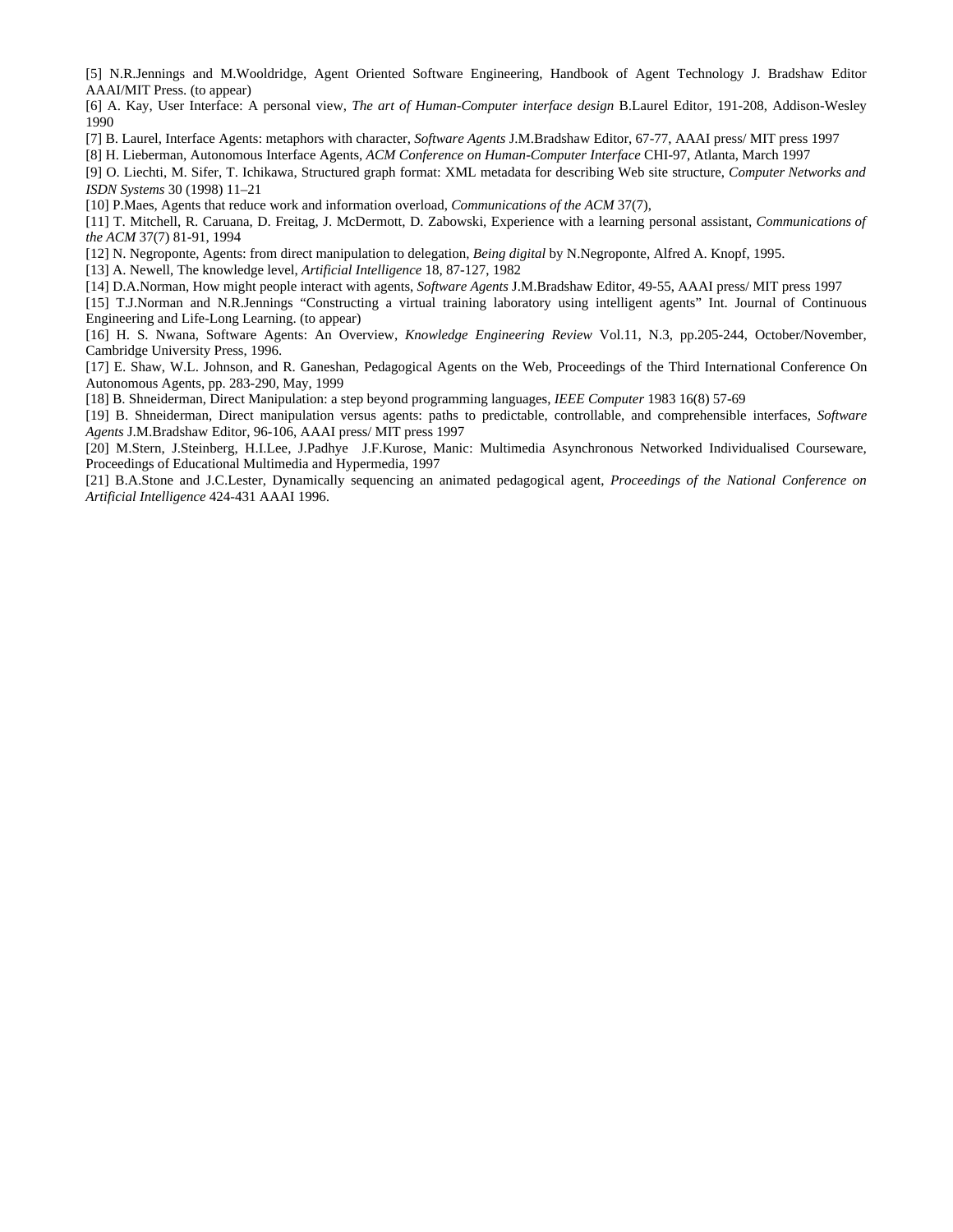[5] N.R.Jennings and M.Wooldridge, Agent Oriented Software Engineering, Handbook of Agent Technology J. Bradshaw Editor AAAI/MIT Press. (to appear)

[6] A. Kay, User Interface: A personal view, *The art of Human-Computer interface design* B.Laurel Editor, 191-208, Addison-Wesley 1990

[7] B. Laurel, Interface Agents: metaphors with character, *Software Agents* J.M.Bradshaw Editor, 67-77, AAAI press/ MIT press 1997

[8] H. Lieberman, Autonomous Interface Agents, *ACM Conference on Human-Computer Interface* CHI-97, Atlanta, March 1997

[9] O. Liechti, M. Sifer, T. Ichikawa, Structured graph format: XML metadata for describing Web site structure, *Computer Networks and ISDN Systems* 30 (1998) 11–21

[10] P.Maes, Agents that reduce work and information overload, *Communications of the ACM* 37(7),

[11] T. Mitchell, R. Caruana, D. Freitag, J. McDermott, D. Zabowski, Experience with a learning personal assistant, *Communications of the ACM* 37(7) 81-91, 1994

[12] N. Negroponte, Agents: from direct manipulation to delegation, *Being digital* by N.Negroponte, Alfred A. Knopf, 1995.

[13] A. Newell, The knowledge level, *Artificial Intelligence* 18, 87-127, 1982

[14] D.A.Norman, How might people interact with agents, *Software Agents* J.M.Bradshaw Editor, 49-55, AAAI press/ MIT press 1997

[15] T.J.Norman and N.R.Jennings "Constructing a virtual training laboratory using intelligent agents" Int. Journal of Continuous Engineering and Life-Long Learning. (to appear)

[16] H. S. Nwana, Software Agents: An Overview, *Knowledge Engineering Review* Vol.11, N.3, pp.205-244, October/November, Cambridge University Press, 1996.

[17] E. Shaw, W.L. Johnson, and R. Ganeshan, Pedagogical Agents on the Web, Proceedings of the Third International Conference On Autonomous Agents, pp. 283-290, May, 1999

[18] B. Shneiderman, Direct Manipulation: a step beyond programming languages, *IEEE Computer* 1983 16(8) 57-69

[19] B. Shneiderman, Direct manipulation versus agents: paths to predictable, controllable, and comprehensible interfaces, *Software Agents* J.M.Bradshaw Editor, 96-106, AAAI press/ MIT press 1997

[20] M.Stern, J.Steinberg, H.I.Lee, J.Padhye J.F.Kurose, Manic: Multimedia Asynchronous Networked Individualised Courseware, Proceedings of Educational Multimedia and Hypermedia, 1997

[21] B.A.Stone and J.C.Lester, Dynamically sequencing an animated pedagogical agent, *Proceedings of the National Conference on Artificial Intelligence* 424-431 AAAI 1996.